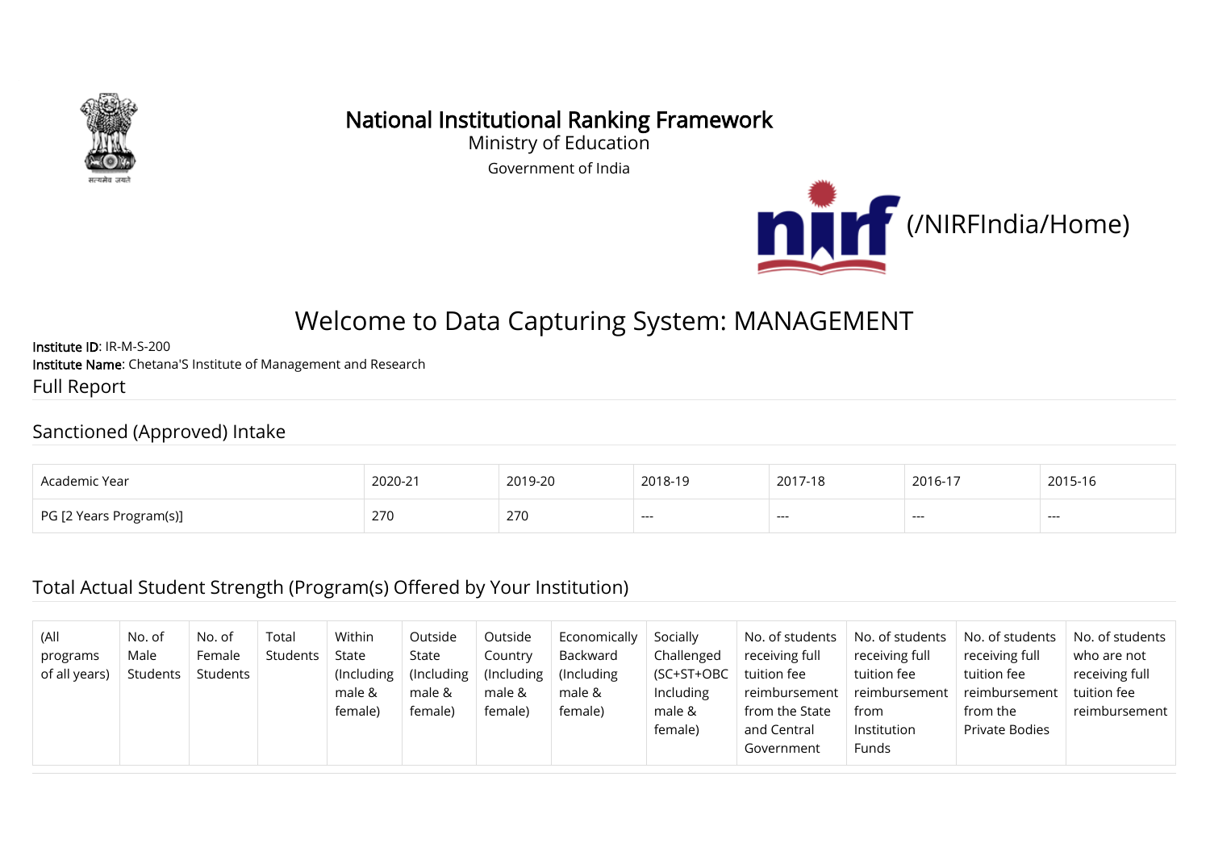# National Institutional Ranking Framework

Ministry of Education

Government of India

(/NIRFIndia/Home)

## Welcome to Data Capturing System: MANAGEMENT

**Institute ID**: IR-M-S-200

**Institute Name**: Chetana'S Institute of Management and Research

Full Report

### Sanctioned (Approved) Intake

| Academic Year | 2020-21 | 2019-20 | 2018-19 | 2017-18 | 2016-17 | 2015-16 |
|---|---|---|---|---|---|---|
| PG [2 Years Program(s)] | 270 | 270 | --- | --- | --- | --- |

### Total Actual Student Strength (Program(s) Offered by Your Institution)

| (All programs of all years) | No. of Male Students | No. of Female Students | Total Students | Within State (Including male & female) | Outside State (Including male & female) | Outside Country (Including male & female) | Economically Backward (Including male & female) | Socially Challenged (SC+ST+OBC Including male & female) | No. of students receiving full tuition fee reimbursement from the State and Central Government | No. of students receiving full tuition fee reimbursement from Institution Funds | No. of students receiving full tuition fee reimbursement from the Private Bodies | No. of students who are not receiving full tuition fee reimbursement |
|---|---|---|---|---|---|---|---|---|---|---|---|---|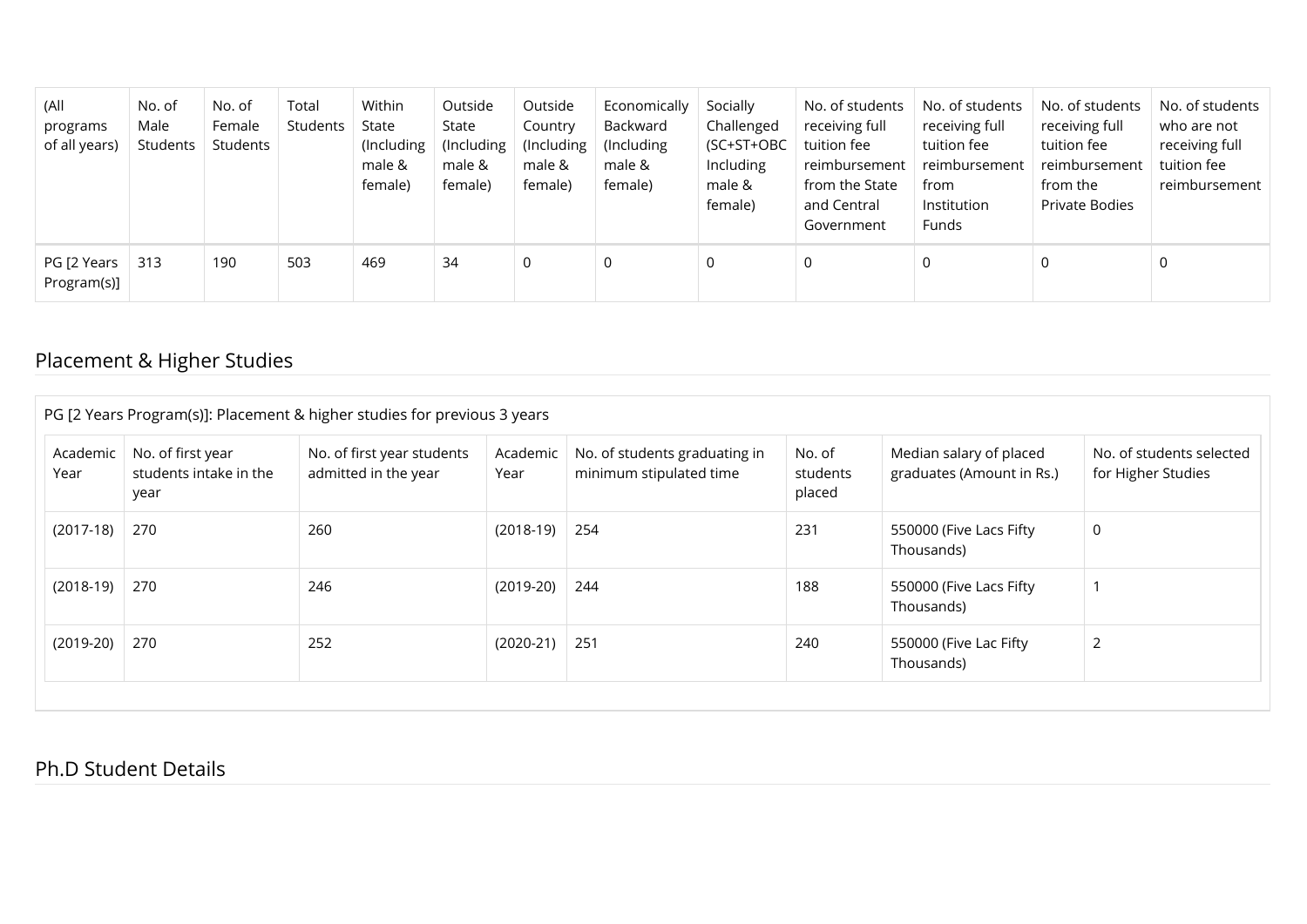| (All programs of all years) | No. of Male Students | No. of Female Students | Total Students | Within State (Including male & female) | Outside State (Including male & female) | Outside Country (Including male & female) | Economically Backward (Including male & female) | Socially Challenged (SC+ST+OBC Including male & female) | No. of students receiving full tuition fee reimbursement from the State and Central Government | No. of students receiving full tuition fee reimbursement from Institution Funds | No. of students receiving full tuition fee reimbursement from the Private Bodies | No. of students who are not receiving full tuition fee reimbursement |
|---|---|---|---|---|---|---|---|---|---|---|---|---|
| PG [2 Years Program(s)] | 313 | 190 | 503 | 469 | 34 | 0 | 0 | 0 | 0 | 0 | 0 | 0 |

## Placement & Higher Studies

PG [2 Years Program(s)]: Placement & higher studies for previous 3 years

| Academic Year | No. of first year students intake in the year | No. of first year students admitted in the year | Academic Year | No. of students graduating in minimum stipulated time | No. of students placed | Median salary of placed graduates (Amount in Rs.) | No. of students selected for Higher Studies |
|---|---|---|---|---|---|---|---|
| (2017-18) | 270 | 260 | (2018-19) | 254 | 231 | 550000 (Five Lacs Fifty Thousands) | 0 |
| (2018-19) | 270 | 246 | (2019-20) | 244 | 188 | 550000 (Five Lacs Fifty Thousands) | 1 |
| (2019-20) | 270 | 252 | (2020-21) | 251 | 240 | 550000 (Five Lac Fifty Thousands) | 2 |

## Ph.D Student Details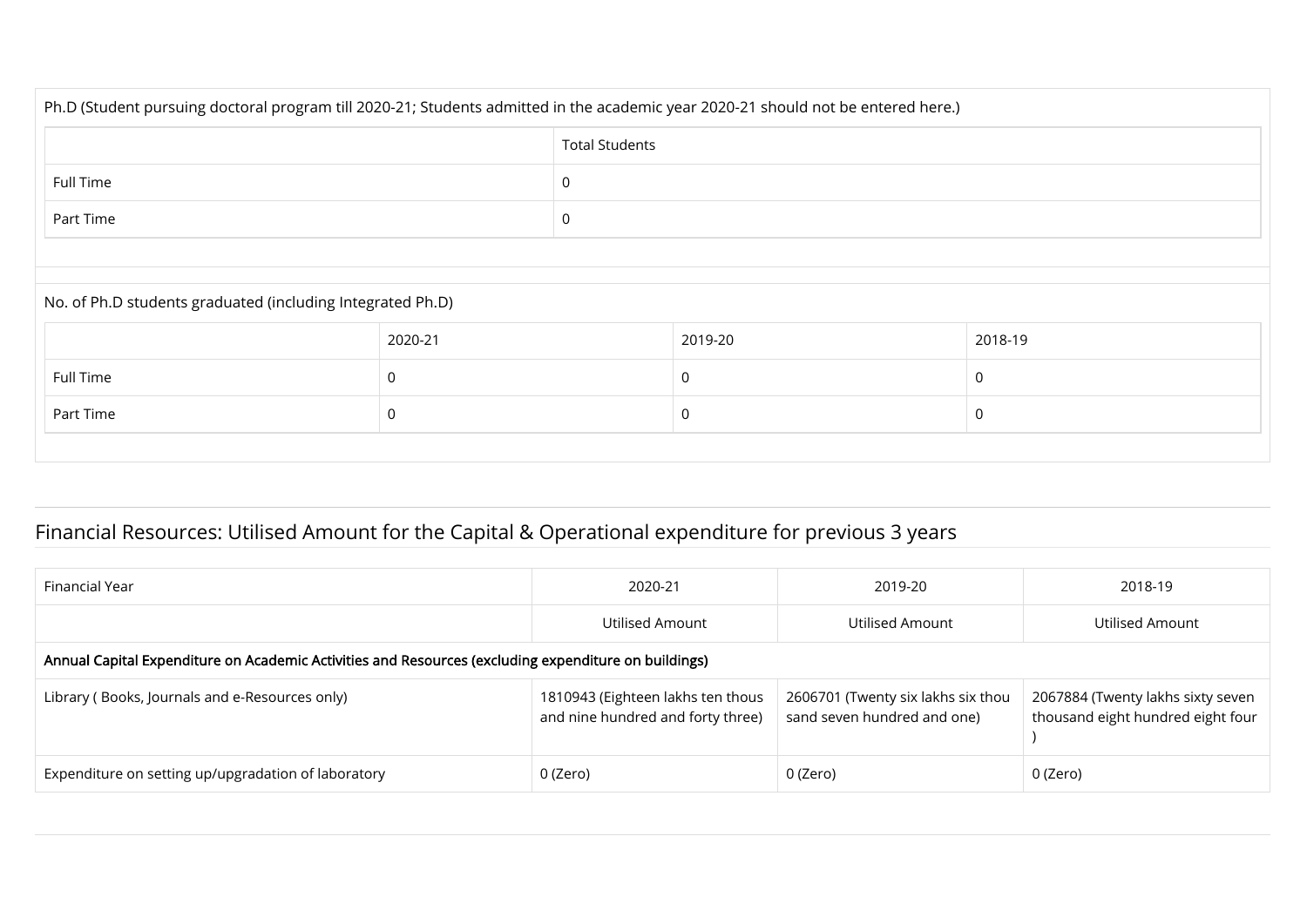Ph.D (Student pursuing doctoral program till 2020-21; Students admitted in the academic year 2020-21 should not be entered here.)

| | Total Students |
|---|---|
| Full Time | 0 |
| Part Time | 0 |

No. of Ph.D students graduated (including Integrated Ph.D)

| | 2020-21 | 2019-20 | 2018-19 |
|---|---|---|---|
| Full Time | 0 | 0 | 0 |
| Part Time | 0 | 0 | 0 |

## Financial Resources: Utilised Amount for the Capital & Operational expenditure for previous 3 years

| Financial Year | 2020-21 | 2019-20 | 2018-19 |
|---|---|---|---|
| | Utilised Amount | Utilised Amount | Utilised Amount |
| **Annual Capital Expenditure on Academic Activities and Resources (excluding expenditure on buildings)** | | | |
| Library ( Books, Journals and e-Resources only) | 1810943 (Eighteen lakhs ten thous and nine hundred and forty three) | 2606701 (Twenty six lakhs six thou sand seven hundred and one) | 2067884 (Twenty lakhs sixty seven thousand eight hundred eight four ) |
| Expenditure on setting up/upgradation of laboratory | 0 (Zero) | 0 (Zero) | 0 (Zero) |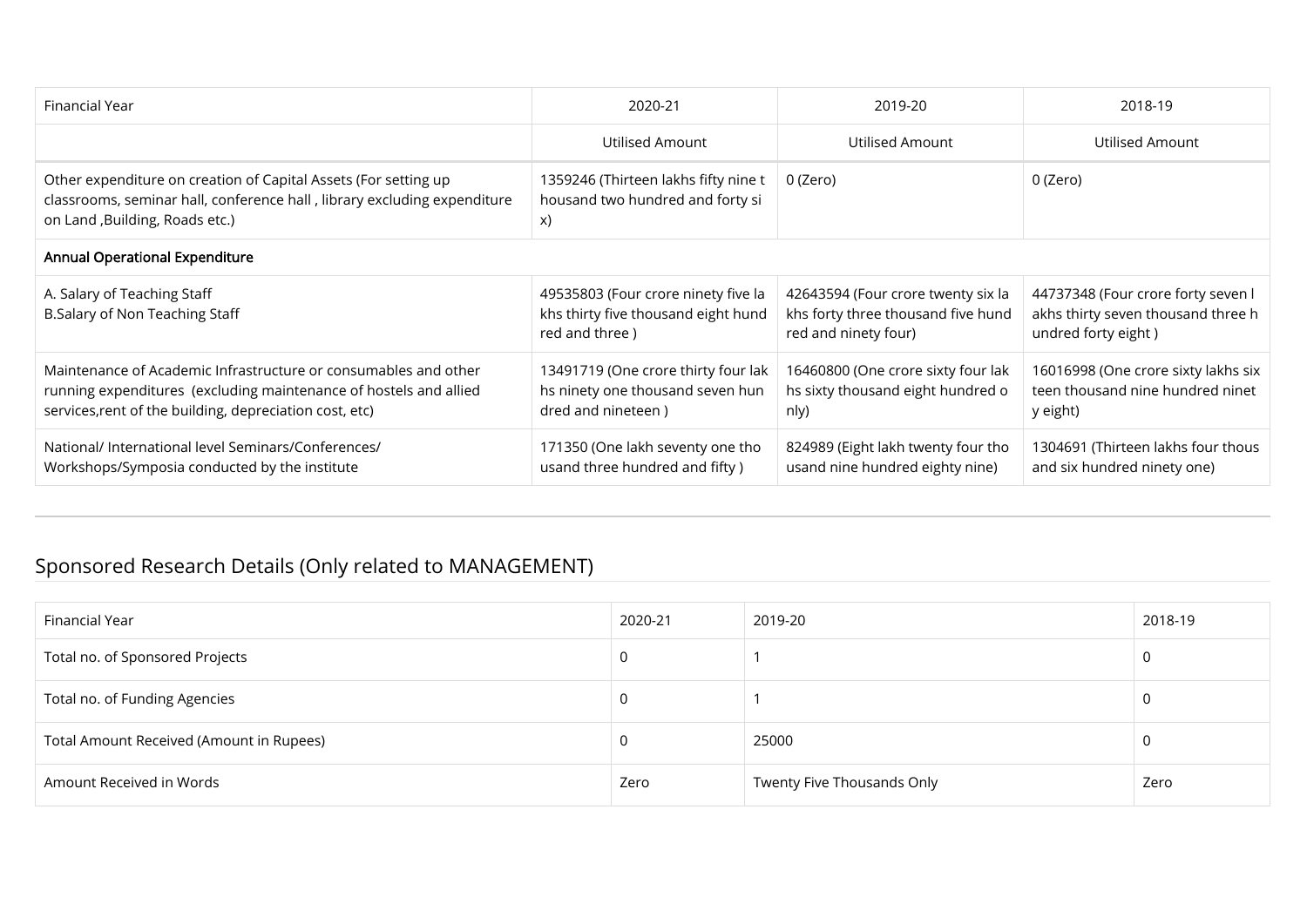| Financial Year | 2020-21 | 2019-20 | 2018-19 |
|---|---|---|---|
| | Utilised Amount | Utilised Amount | Utilised Amount |
| Other expenditure on creation of Capital Assets (For setting up classrooms, seminar hall, conference hall , library excluding expenditure on Land ,Building, Roads etc.) | 1359246 (Thirteen lakhs fifty nine thousand two hundred and forty six) | 0 (Zero) | 0 (Zero) |
| **Annual Operational Expenditure** | | | |
| A. Salary of Teaching Staff<br>B.Salary of Non Teaching Staff | 49535803 (Four crore ninety five lakhs thirty five thousand eight hundred and three ) | 42643594 (Four crore twenty six lakhs forty three thousand five hundred and ninety four) | 44737348 (Four crore forty seven lakhs thirty seven thousand three hundred forty eight ) |
| Maintenance of Academic Infrastructure or consumables and other running expenditures (excluding maintenance of hostels and allied services,rent of the building, depreciation cost, etc) | 13491719 (One crore thirty four lakhs ninety one thousand seven hundred and nineteen ) | 16460800 (One crore sixty four lakhs sixty thousand eight hundred only) | 16016998 (One crore sixty lakhs sixteen thousand nine hundred ninety eight) |
| National/ International level Seminars/Conferences/ Workshops/Symposia conducted by the institute | 171350 (One lakh seventy one thousand three hundred and fifty ) | 824989 (Eight lakh twenty four thousand nine hundred eighty nine) | 1304691 (Thirteen lakhs four thousand six hundred ninety one) |

## Sponsored Research Details (Only related to MANAGEMENT)

| Financial Year | 2020-21 | 2019-20 | 2018-19 |
|---|---|---|---|
| Total no. of Sponsored Projects | 0 | 1 | 0 |
| Total no. of Funding Agencies | 0 | 1 | 0 |
| Total Amount Received (Amount in Rupees) | 0 | 25000 | 0 |
| Amount Received in Words | Zero | Twenty Five Thousands Only | Zero |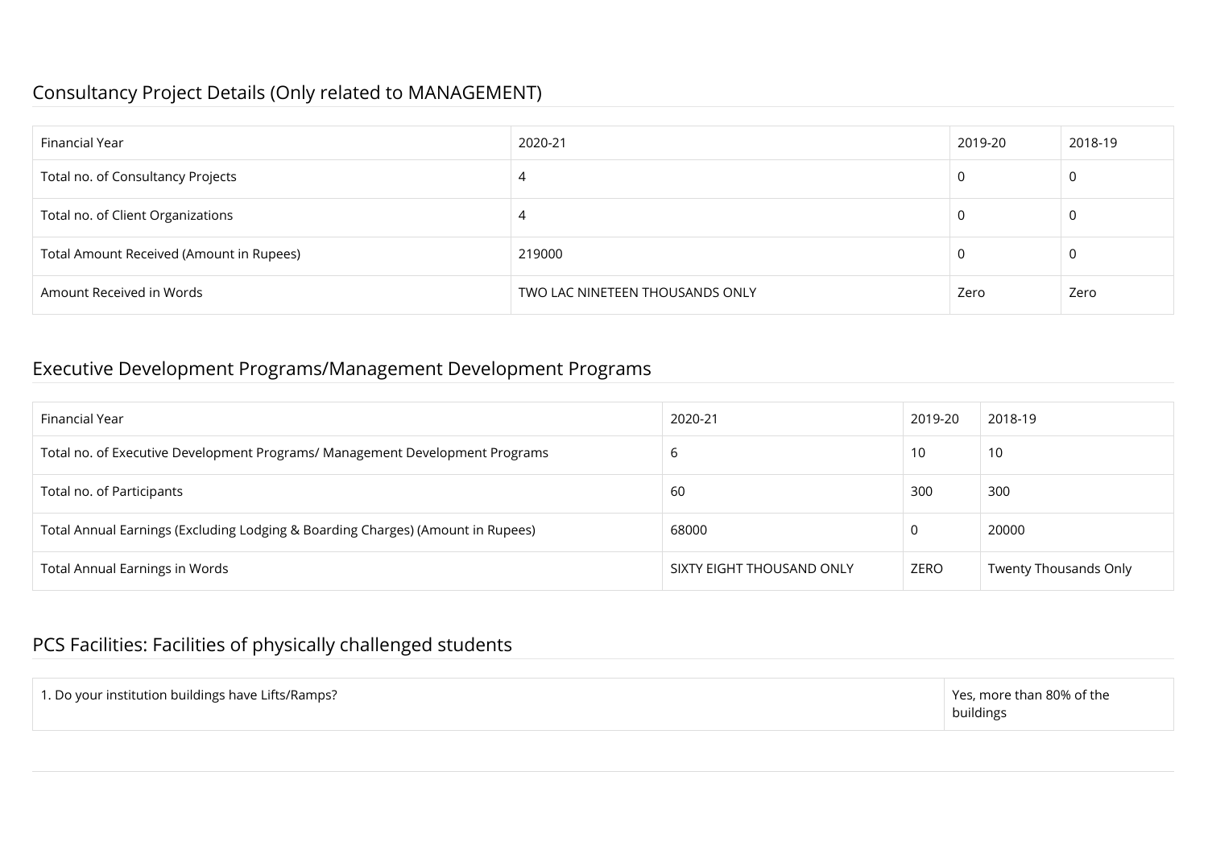## Consultancy Project Details (Only related to MANAGEMENT)

| Financial Year | 2020-21 | 2019-20 | 2018-19 |
|---|---|---|---|
| Total no. of Consultancy Projects | 4 | 0 | 0 |
| Total no. of Client Organizations | 4 | 0 | 0 |
| Total Amount Received (Amount in Rupees) | 219000 | 0 | 0 |
| Amount Received in Words | TWO LAC NINETEEN THOUSANDS ONLY | Zero | Zero |

## Executive Development Programs/Management Development Programs

| Financial Year | 2020-21 | 2019-20 | 2018-19 |
|---|---|---|---|
| Total no. of Executive Development Programs/ Management Development Programs | 6 | 10 | 10 |
| Total no. of Participants | 60 | 300 | 300 |
| Total Annual Earnings (Excluding Lodging & Boarding Charges) (Amount in Rupees) | 68000 | 0 | 20000 |
| Total Annual Earnings in Words | SIXTY EIGHT THOUSAND ONLY | ZERO | Twenty Thousands Only |

## PCS Facilities: Facilities of physically challenged students

| 1. Do your institution buildings have Lifts/Ramps? | Yes, more than 80% of the buildings |
|---|---|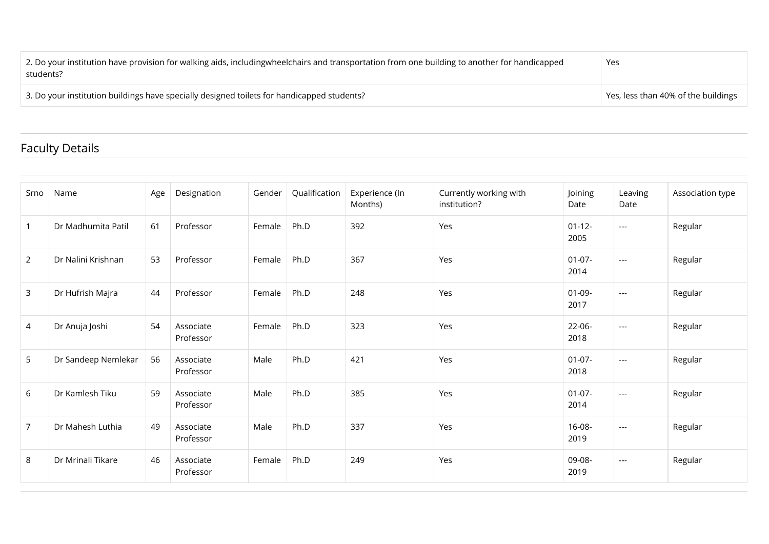| 2. Do your institution have provision for walking aids, includingwheelchairs and transportation from one building to another for handicapped students? | Yes |
|---|---|
| 3. Do your institution buildings have specially designed toilets for handicapped students? | Yes, less than 40% of the buildings |

## Faculty Details

| Srno | Name | Age | Designation | Gender | Qualification | Experience (In Months) | Currently working with institution? | Joining Date | Leaving Date | Association type |
|---|---|---|---|---|---|---|---|---|---|---|
| 1 | Dr Madhumita Patil | 61 | Professor | Female | Ph.D | 392 | Yes | 01-12-2005 | --- | Regular |
| 2 | Dr Nalini Krishnan | 53 | Professor | Female | Ph.D | 367 | Yes | 01-07-2014 | --- | Regular |
| 3 | Dr Hufrish Majra | 44 | Professor | Female | Ph.D | 248 | Yes | 01-09-2017 | --- | Regular |
| 4 | Dr Anuja Joshi | 54 | Associate Professor | Female | Ph.D | 323 | Yes | 22-06-2018 | --- | Regular |
| 5 | Dr Sandeep Nemlekar | 56 | Associate Professor | Male | Ph.D | 421 | Yes | 01-07-2018 | --- | Regular |
| 6 | Dr Kamlesh Tiku | 59 | Associate Professor | Male | Ph.D | 385 | Yes | 01-07-2014 | --- | Regular |
| 7 | Dr Mahesh Luthia | 49 | Associate Professor | Male | Ph.D | 337 | Yes | 16-08-2019 | --- | Regular |
| 8 | Dr Mrinali Tikare | 46 | Associate Professor | Female | Ph.D | 249 | Yes | 09-08-2019 | --- | Regular |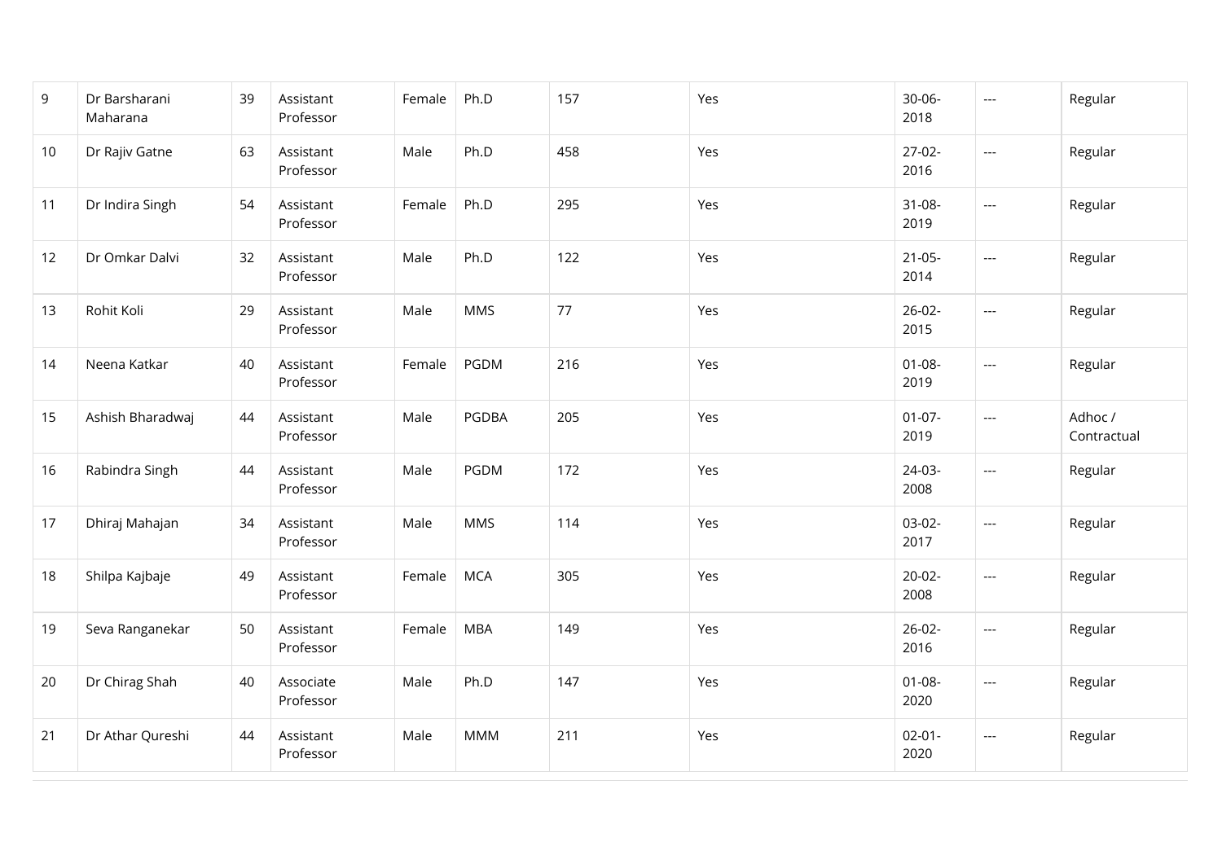| 9 | Dr Barsharani Maharana | 39 | Assistant Professor | Female | Ph.D | 157 | Yes | 30-06-2018 | --- | Regular |
|---|---|---|---|---|---|---|---|---|---|---|
| 10 | Dr Rajiv Gatne | 63 | Assistant Professor | Male | Ph.D | 458 | Yes | 27-02-2016 | --- | Regular |
| 11 | Dr Indira Singh | 54 | Assistant Professor | Female | Ph.D | 295 | Yes | 31-08-2019 | --- | Regular |
| 12 | Dr Omkar Dalvi | 32 | Assistant Professor | Male | Ph.D | 122 | Yes | 21-05-2014 | --- | Regular |
| 13 | Rohit Koli | 29 | Assistant Professor | Male | MMS | 77 | Yes | 26-02-2015 | --- | Regular |
| 14 | Neena Katkar | 40 | Assistant Professor | Female | PGDM | 216 | Yes | 01-08-2019 | --- | Regular |
| 15 | Ashish Bharadwaj | 44 | Assistant Professor | Male | PGDBA | 205 | Yes | 01-07-2019 | --- | Adhoc / Contractual |
| 16 | Rabindra Singh | 44 | Assistant Professor | Male | PGDM | 172 | Yes | 24-03-2008 | --- | Regular |
| 17 | Dhiraj Mahajan | 34 | Assistant Professor | Male | MMS | 114 | Yes | 03-02-2017 | --- | Regular |
| 18 | Shilpa Kajbaje | 49 | Assistant Professor | Female | MCA | 305 | Yes | 20-02-2008 | --- | Regular |
| 19 | Seva Ranganekar | 50 | Assistant Professor | Female | MBA | 149 | Yes | 26-02-2016 | --- | Regular |
| 20 | Dr Chirag Shah | 40 | Associate Professor | Male | Ph.D | 147 | Yes | 01-08-2020 | --- | Regular |
| 21 | Dr Athar Qureshi | 44 | Assistant Professor | Male | MMM | 211 | Yes | 02-01-2020 | --- | Regular |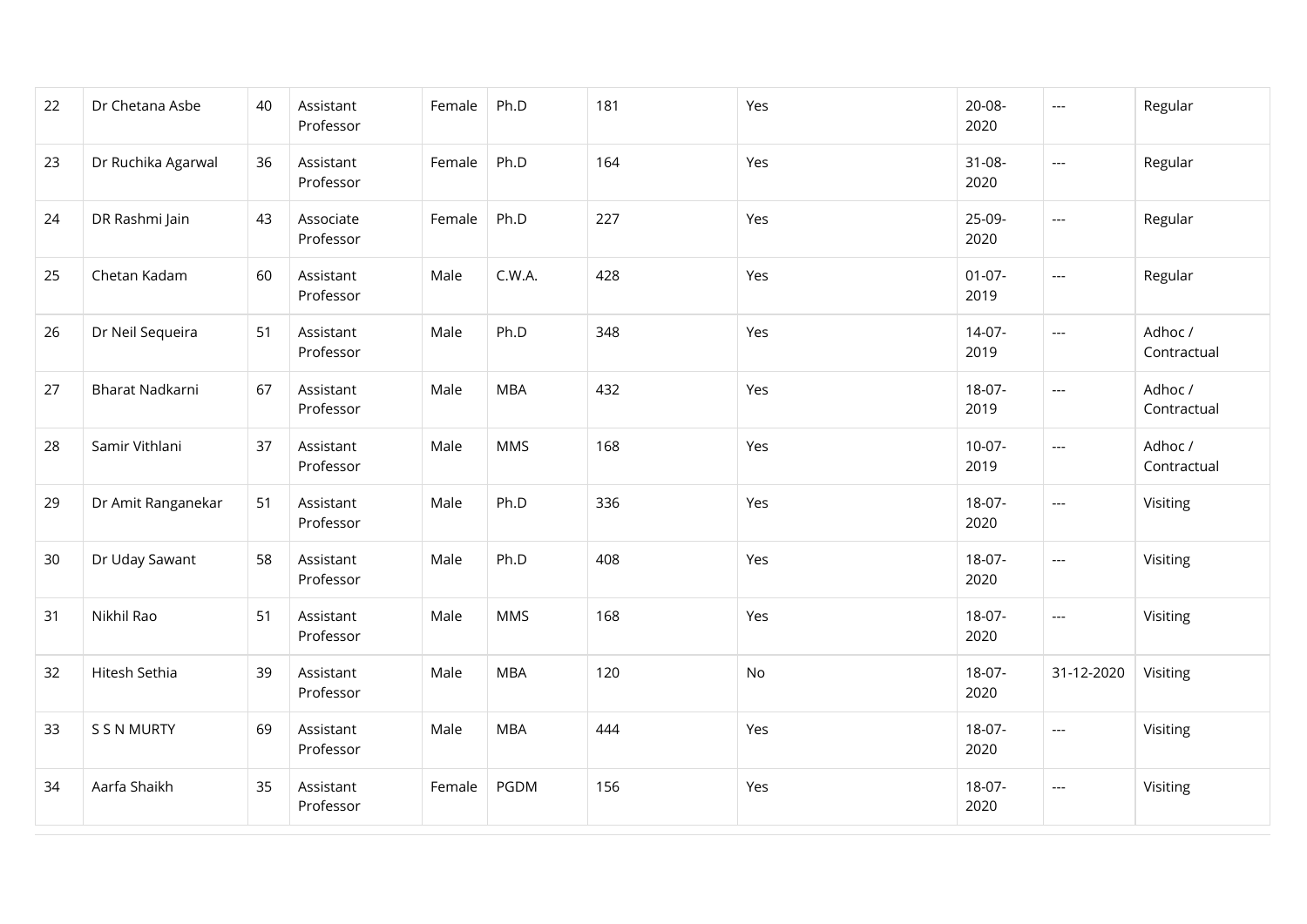| 22 | Dr Chetana Asbe | 40 | Assistant Professor | Female | Ph.D | 181 | Yes | 20-08-2020 | --- | Regular |
|---|---|---|---|---|---|---|---|---|---|---|
| 23 | Dr Ruchika Agarwal | 36 | Assistant Professor | Female | Ph.D | 164 | Yes | 31-08-2020 | --- | Regular |
| 24 | DR Rashmi Jain | 43 | Associate Professor | Female | Ph.D | 227 | Yes | 25-09-2020 | --- | Regular |
| 25 | Chetan Kadam | 60 | Assistant Professor | Male | C.W.A. | 428 | Yes | 01-07-2019 | --- | Regular |
| 26 | Dr Neil Sequeira | 51 | Assistant Professor | Male | Ph.D | 348 | Yes | 14-07-2019 | --- | Adhoc / Contractual |
| 27 | Bharat Nadkarni | 67 | Assistant Professor | Male | MBA | 432 | Yes | 18-07-2019 | --- | Adhoc / Contractual |
| 28 | Samir Vithlani | 37 | Assistant Professor | Male | MMS | 168 | Yes | 10-07-2019 | --- | Adhoc / Contractual |
| 29 | Dr Amit Ranganekar | 51 | Assistant Professor | Male | Ph.D | 336 | Yes | 18-07-2020 | --- | Visiting |
| 30 | Dr Uday Sawant | 58 | Assistant Professor | Male | Ph.D | 408 | Yes | 18-07-2020 | --- | Visiting |
| 31 | Nikhil Rao | 51 | Assistant Professor | Male | MMS | 168 | Yes | 18-07-2020 | --- | Visiting |
| 32 | Hitesh Sethia | 39 | Assistant Professor | Male | MBA | 120 | No | 18-07-2020 | 31-12-2020 | Visiting |
| 33 | S S N MURTY | 69 | Assistant Professor | Male | MBA | 444 | Yes | 18-07-2020 | --- | Visiting |
| 34 | Aarfa Shaikh | 35 | Assistant Professor | Female | PGDM | 156 | Yes | 18-07-2020 | --- | Visiting |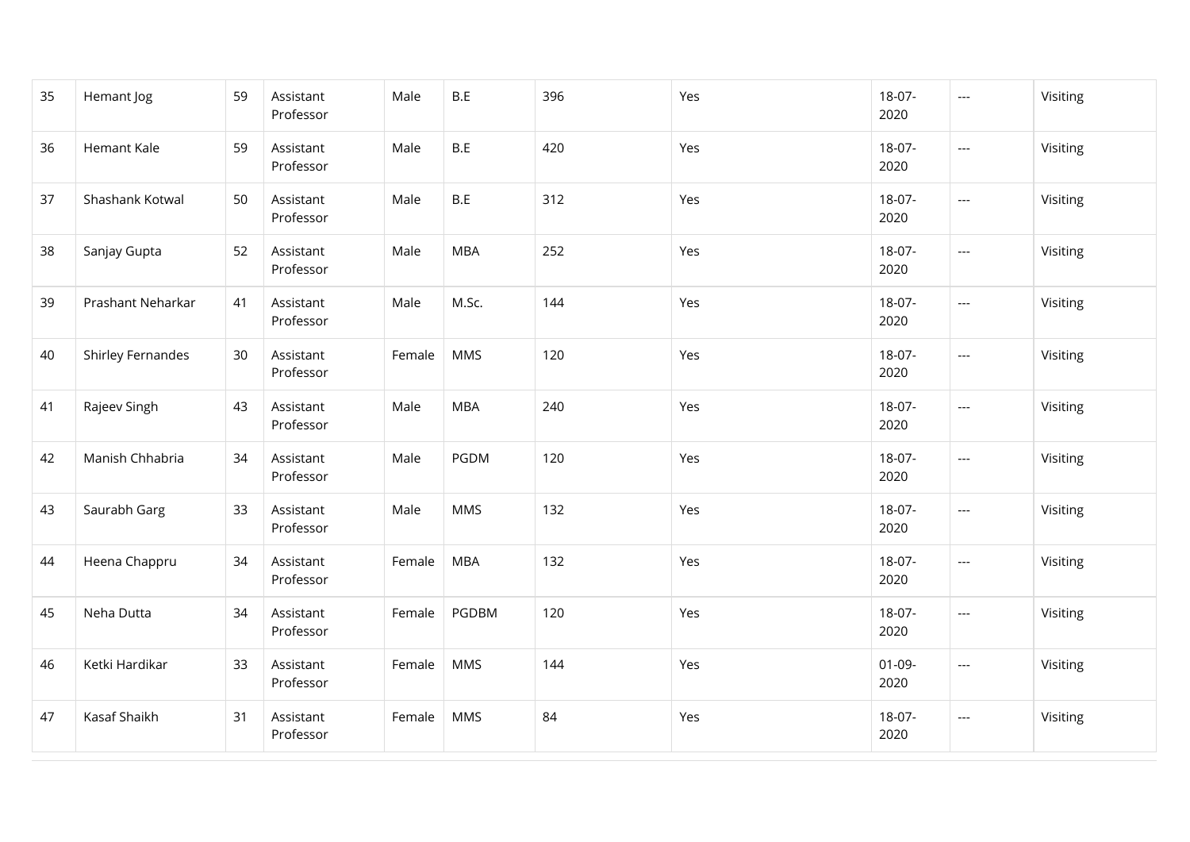| | | | | | | | | | | |
|---|---|---|---|---|---|---|---|---|---|---|
| 35 | Hemant Jog | 59 | Assistant Professor | Male | B.E | 396 | Yes | 18-07-2020 | --- | Visiting |
| 36 | Hemant Kale | 59 | Assistant Professor | Male | B.E | 420 | Yes | 18-07-2020 | --- | Visiting |
| 37 | Shashank Kotwal | 50 | Assistant Professor | Male | B.E | 312 | Yes | 18-07-2020 | --- | Visiting |
| 38 | Sanjay Gupta | 52 | Assistant Professor | Male | MBA | 252 | Yes | 18-07-2020 | --- | Visiting |
| 39 | Prashant Neharkar | 41 | Assistant Professor | Male | M.Sc. | 144 | Yes | 18-07-2020 | --- | Visiting |
| 40 | Shirley Fernandes | 30 | Assistant Professor | Female | MMS | 120 | Yes | 18-07-2020 | --- | Visiting |
| 41 | Rajeev Singh | 43 | Assistant Professor | Male | MBA | 240 | Yes | 18-07-2020 | --- | Visiting |
| 42 | Manish Chhabria | 34 | Assistant Professor | Male | PGDM | 120 | Yes | 18-07-2020 | --- | Visiting |
| 43 | Saurabh Garg | 33 | Assistant Professor | Male | MMS | 132 | Yes | 18-07-2020 | --- | Visiting |
| 44 | Heena Chappru | 34 | Assistant Professor | Female | MBA | 132 | Yes | 18-07-2020 | --- | Visiting |
| 45 | Neha Dutta | 34 | Assistant Professor | Female | PGDBM | 120 | Yes | 18-07-2020 | --- | Visiting |
| 46 | Ketki Hardikar | 33 | Assistant Professor | Female | MMS | 144 | Yes | 01-09-2020 | --- | Visiting |
| 47 | Kasaf Shaikh | 31 | Assistant Professor | Female | MMS | 84 | Yes | 18-07-2020 | --- | Visiting |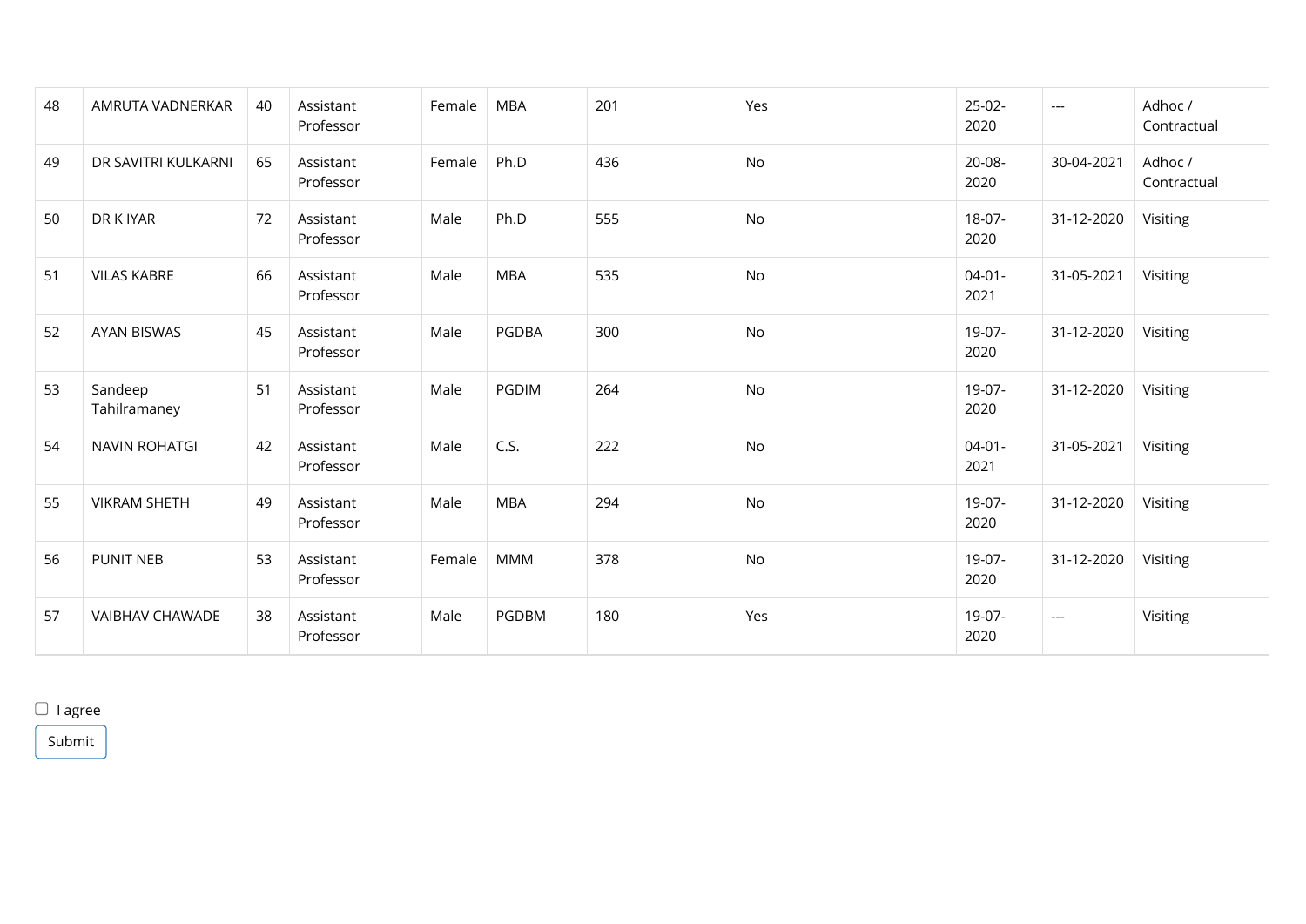| | | | | | | | | | | |
|---|---|---|---|---|---|---|---|---|---|---|
| 48 | AMRUTA VADNERKAR | 40 | Assistant Professor | Female | MBA | 201 | Yes | 25-02-2020 | --- | Adhoc / Contractual |
| 49 | DR SAVITRI KULKARNI | 65 | Assistant Professor | Female | Ph.D | 436 | No | 20-08-2020 | 30-04-2021 | Adhoc / Contractual |
| 50 | DR K IYAR | 72 | Assistant Professor | Male | Ph.D | 555 | No | 18-07-2020 | 31-12-2020 | Visiting |
| 51 | VILAS KABRE | 66 | Assistant Professor | Male | MBA | 535 | No | 04-01-2021 | 31-05-2021 | Visiting |
| 52 | AYAN BISWAS | 45 | Assistant Professor | Male | PGDBA | 300 | No | 19-07-2020 | 31-12-2020 | Visiting |
| 53 | Sandeep Tahilramaney | 51 | Assistant Professor | Male | PGDIM | 264 | No | 19-07-2020 | 31-12-2020 | Visiting |
| 54 | NAVIN ROHATGI | 42 | Assistant Professor | Male | C.S. | 222 | No | 04-01-2021 | 31-05-2021 | Visiting |
| 55 | VIKRAM SHETH | 49 | Assistant Professor | Male | MBA | 294 | No | 19-07-2020 | 31-12-2020 | Visiting |
| 56 | PUNIT NEB | 53 | Assistant Professor | Female | MMM | 378 | No | 19-07-2020 | 31-12-2020 | Visiting |
| 57 | VAIBHAV CHAWADE | 38 | Assistant Professor | Male | PGDBM | 180 | Yes | 19-07-2020 | --- | Visiting |

☐ I agree

Submit